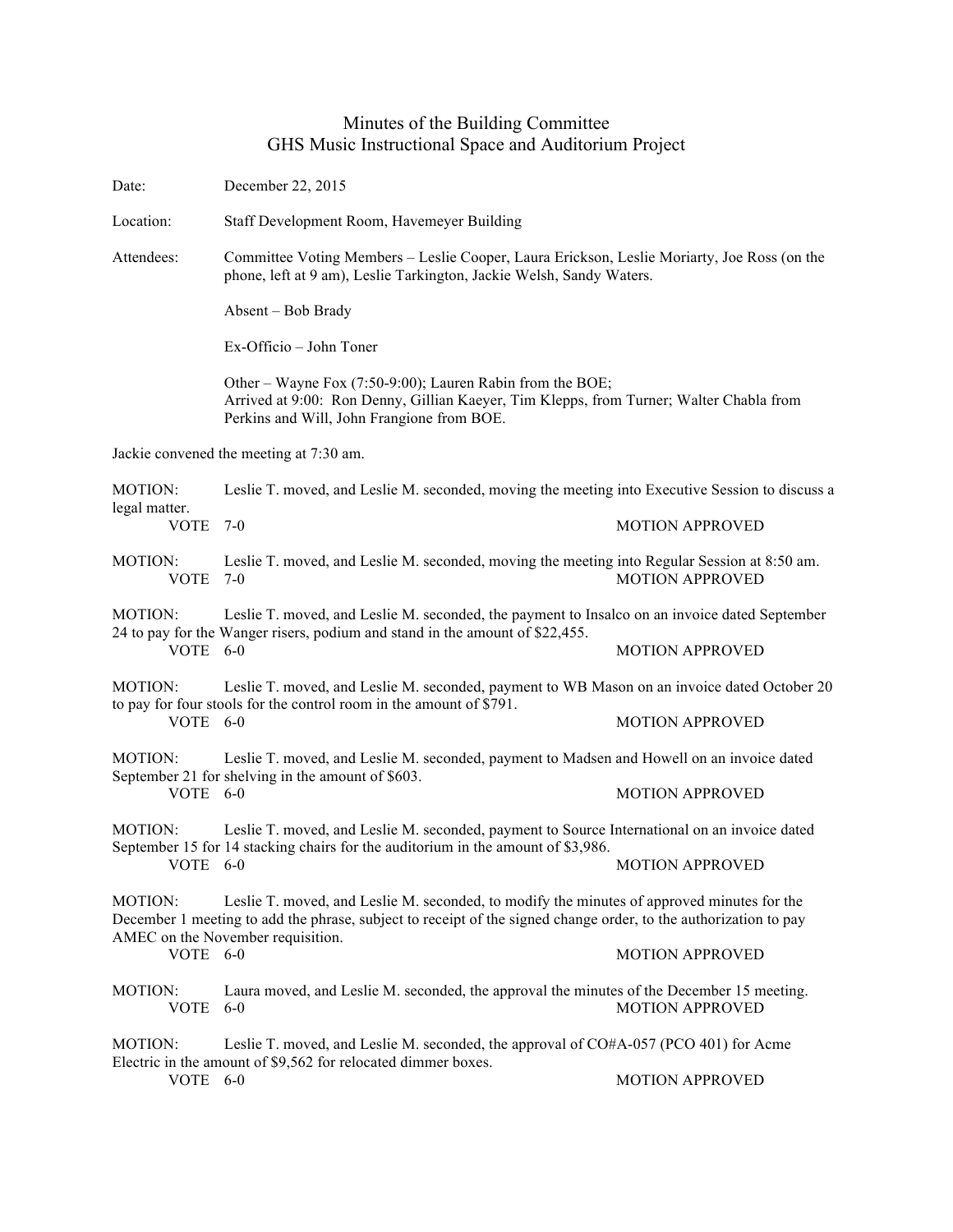# Minutes of the Building Committee
## GHS Music Instructional Space and Auditorium Project

Date: December 22, 2015

Location: Staff Development Room, Havemeyer Building

Attendees: Committee Voting Members – Leslie Cooper, Laura Erickson, Leslie Moriarty, Joe Ross (on the phone, left at 9 am), Leslie Tarkington, Jackie Welsh, Sandy Waters.

Absent – Bob Brady

Ex-Officio – John Toner

Other – Wayne Fox (7:50-9:00); Lauren Rabin from the BOE;
Arrived at 9:00: Ron Denny, Gillian Kaeyer, Tim Klepps, from Turner; Walter Chabla from Perkins and Will, John Frangione from BOE.

Jackie convened the meeting at 7:30 am.

MOTION: Leslie T. moved, and Leslie M. seconded, moving the meeting into Executive Session to discuss a legal matter.
VOTE 7-0 MOTION APPROVED

MOTION: Leslie T. moved, and Leslie M. seconded, moving the meeting into Regular Session at 8:50 am.
VOTE 7-0 MOTION APPROVED

MOTION: Leslie T. moved, and Leslie M. seconded, the payment to Insalco on an invoice dated September 24 to pay for the Wanger risers, podium and stand in the amount of $22,455.
VOTE 6-0 MOTION APPROVED

MOTION: Leslie T. moved, and Leslie M. seconded, payment to WB Mason on an invoice dated October 20 to pay for four stools for the control room in the amount of $791.
VOTE 6-0 MOTION APPROVED

MOTION: Leslie T. moved, and Leslie M. seconded, payment to Madsen and Howell on an invoice dated September 21 for shelving in the amount of $603.
VOTE 6-0 MOTION APPROVED

MOTION: Leslie T. moved, and Leslie M. seconded, payment to Source International on an invoice dated September 15 for 14 stacking chairs for the auditorium in the amount of $3,986.
VOTE 6-0 MOTION APPROVED

MOTION: Leslie T. moved, and Leslie M. seconded, to modify the minutes of approved minutes for the December 1 meeting to add the phrase, subject to receipt of the signed change order, to the authorization to pay AMEC on the November requisition.
VOTE 6-0 MOTION APPROVED

MOTION: Laura moved, and Leslie M. seconded, the approval the minutes of the December 15 meeting.
VOTE 6-0 MOTION APPROVED

MOTION: Leslie T. moved, and Leslie M. seconded, the approval of CO#A-057 (PCO 401) for Acme Electric in the amount of $9,562 for relocated dimmer boxes.
VOTE 6-0 MOTION APPROVED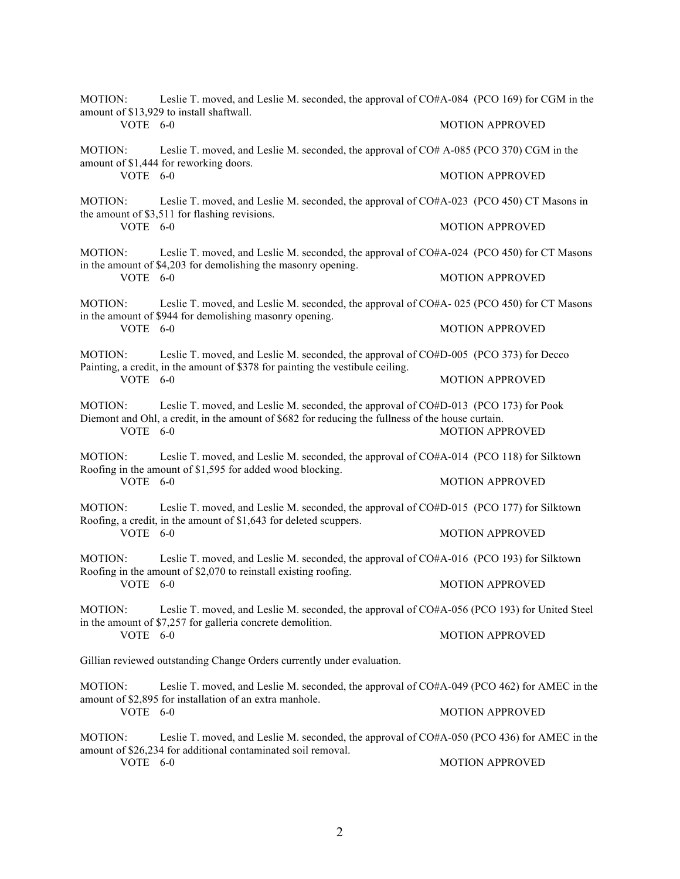MOTION: Leslie T. moved, and Leslie M. seconded, the approval of CO#A-084 (PCO 169) for CGM in the amount of $13,929 to install shaftwall.

VOTE 6-0 MOTION APPROVED

MOTION: Leslie T. moved, and Leslie M. seconded, the approval of CO# A-085 (PCO 370) CGM in the amount of $1,444 for reworking doors.

VOTE 6-0 MOTION APPROVED

MOTION: Leslie T. moved, and Leslie M. seconded, the approval of CO#A-023 (PCO 450) CT Masons in the amount of $3,511 for flashing revisions.

VOTE 6-0 MOTION APPROVED

MOTION: Leslie T. moved, and Leslie M. seconded, the approval of CO#A-024 (PCO 450) for CT Masons in the amount of $4,203 for demolishing the masonry opening.

VOTE 6-0 MOTION APPROVED

MOTION: Leslie T. moved, and Leslie M. seconded, the approval of CO#A- 025 (PCO 450) for CT Masons in the amount of $944 for demolishing masonry opening.

VOTE 6-0 MOTION APPROVED

MOTION: Leslie T. moved, and Leslie M. seconded, the approval of CO#D-005 (PCO 373) for Decco Painting, a credit, in the amount of $378 for painting the vestibule ceiling.

VOTE 6-0 MOTION APPROVED

MOTION: Leslie T. moved, and Leslie M. seconded, the approval of CO#D-013 (PCO 173) for Pook Diemont and Ohl, a credit, in the amount of $682 for reducing the fullness of the house curtain.

VOTE 6-0 MOTION APPROVED

MOTION: Leslie T. moved, and Leslie M. seconded, the approval of CO#A-014 (PCO 118) for Silktown Roofing in the amount of $1,595 for added wood blocking.

VOTE 6-0 MOTION APPROVED

MOTION: Leslie T. moved, and Leslie M. seconded, the approval of CO#D-015 (PCO 177) for Silktown Roofing, a credit, in the amount of $1,643 for deleted scuppers.

VOTE 6-0 MOTION APPROVED

MOTION: Leslie T. moved, and Leslie M. seconded, the approval of CO#A-016 (PCO 193) for Silktown Roofing in the amount of $2,070 to reinstall existing roofing.

VOTE 6-0 MOTION APPROVED

MOTION: Leslie T. moved, and Leslie M. seconded, the approval of CO#A-056 (PCO 193) for United Steel in the amount of $7,257 for galleria concrete demolition.

VOTE 6-0 MOTION APPROVED

Gillian reviewed outstanding Change Orders currently under evaluation.

MOTION: Leslie T. moved, and Leslie M. seconded, the approval of CO#A-049 (PCO 462) for AMEC in the amount of $2,895 for installation of an extra manhole.

VOTE 6-0 MOTION APPROVED

MOTION: Leslie T. moved, and Leslie M. seconded, the approval of CO#A-050 (PCO 436) for AMEC in the amount of $26,234 for additional contaminated soil removal.

VOTE 6-0 MOTION APPROVED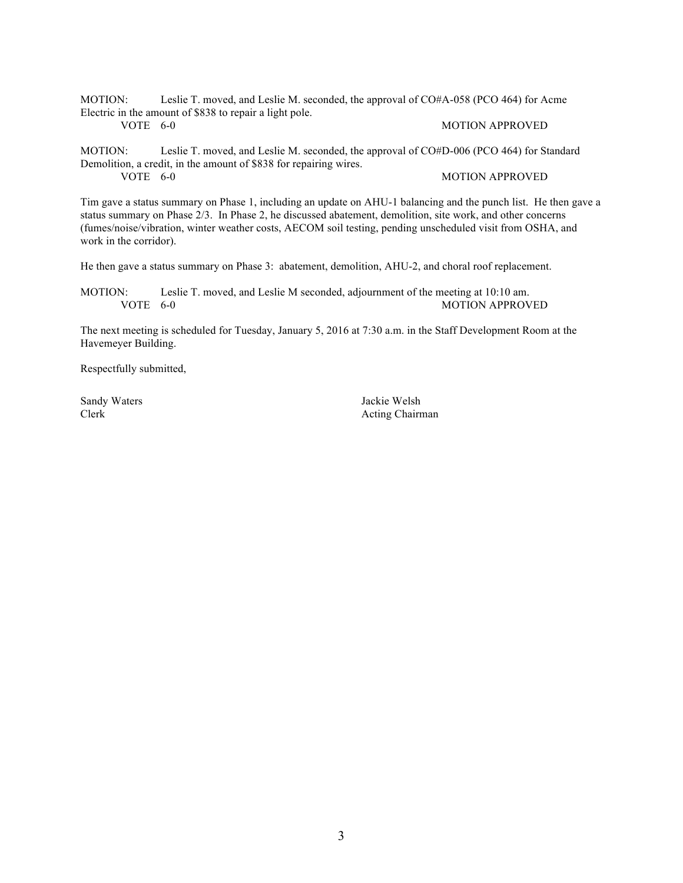MOTION: Leslie T. moved, and Leslie M. seconded, the approval of CO#A-058 (PCO 464) for Acme Electric in the amount of $838 to repair a light pole.

VOTE 6-0 MOTION APPROVED

MOTION: Leslie T. moved, and Leslie M. seconded, the approval of CO#D-006 (PCO 464) for Standard Demolition, a credit, in the amount of $838 for repairing wires.

VOTE 6-0 MOTION APPROVED

Tim gave a status summary on Phase 1, including an update on AHU-1 balancing and the punch list. He then gave a status summary on Phase 2/3. In Phase 2, he discussed abatement, demolition, site work, and other concerns (fumes/noise/vibration, winter weather costs, AECOM soil testing, pending unscheduled visit from OSHA, and work in the corridor).

He then gave a status summary on Phase 3: abatement, demolition, AHU-2, and choral roof replacement.

MOTION: Leslie T. moved, and Leslie M seconded, adjournment of the meeting at 10:10 am.

VOTE 6-0 MOTION APPROVED

The next meeting is scheduled for Tuesday, January 5, 2016 at 7:30 a.m. in the Staff Development Room at the Havemeyer Building.

Respectfully submitted,

Sandy Waters
Clerk

Jackie Welsh
Acting Chairman